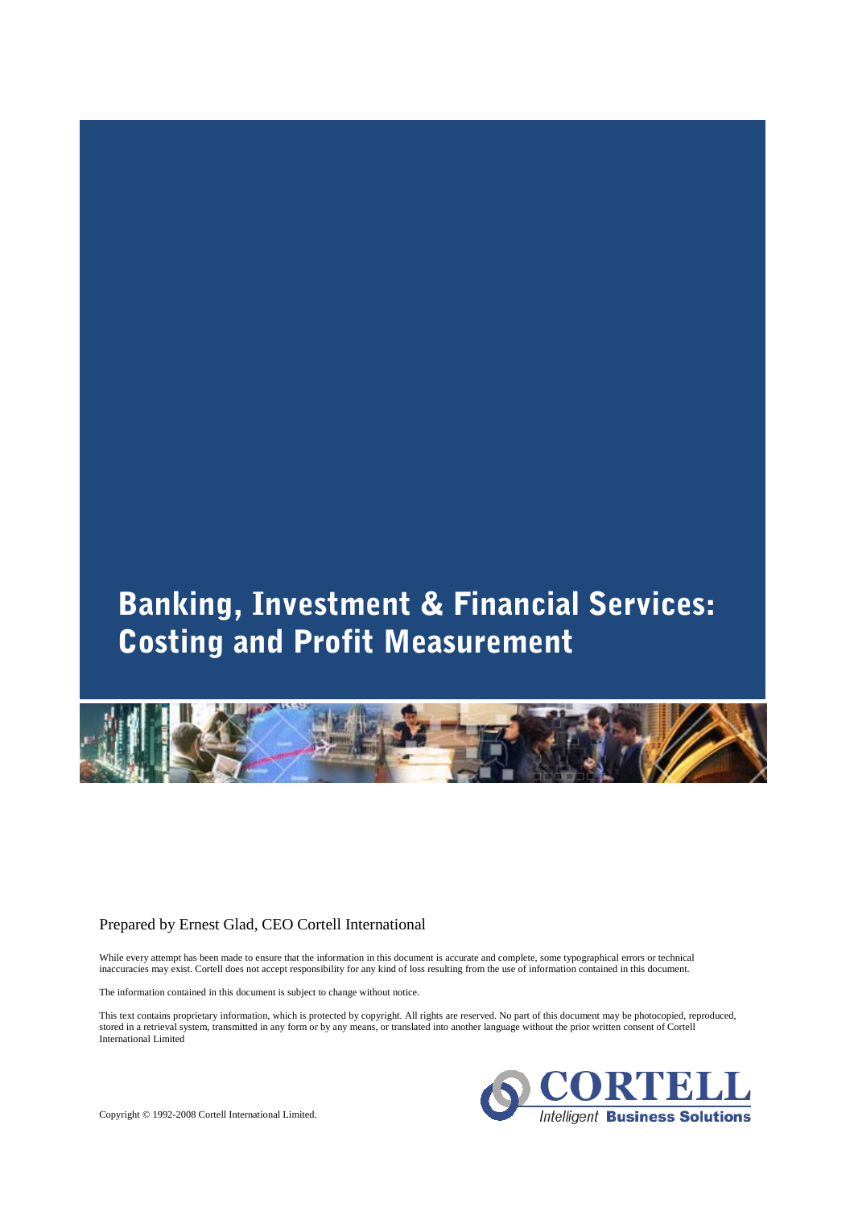# Banking, Investment & Financial Services: Costing and Profit Measurement

Prepared by Ernest Glad, CEO Cortell International

While every attempt has been made to ensure that the information in this document is accurate and complete, some typographical errors or technical inaccuracies may exist. Cortell does not accept responsibility for any kind of loss resulting from the use of information contained in this document.

The information contained in this document is subject to change without notice.

This text contains proprietary information, which is protected by copyright. All rights are reserved. No part of this document may be photocopied, reproduced, stored in a retrieval system, transmitted in any form or by any means, or translated into another language without the prior written consent of Cortell International Limited

Copyright © 1992-2008 Cortell International Limited.

CORTELL
*Intelligent* **Business Solutions**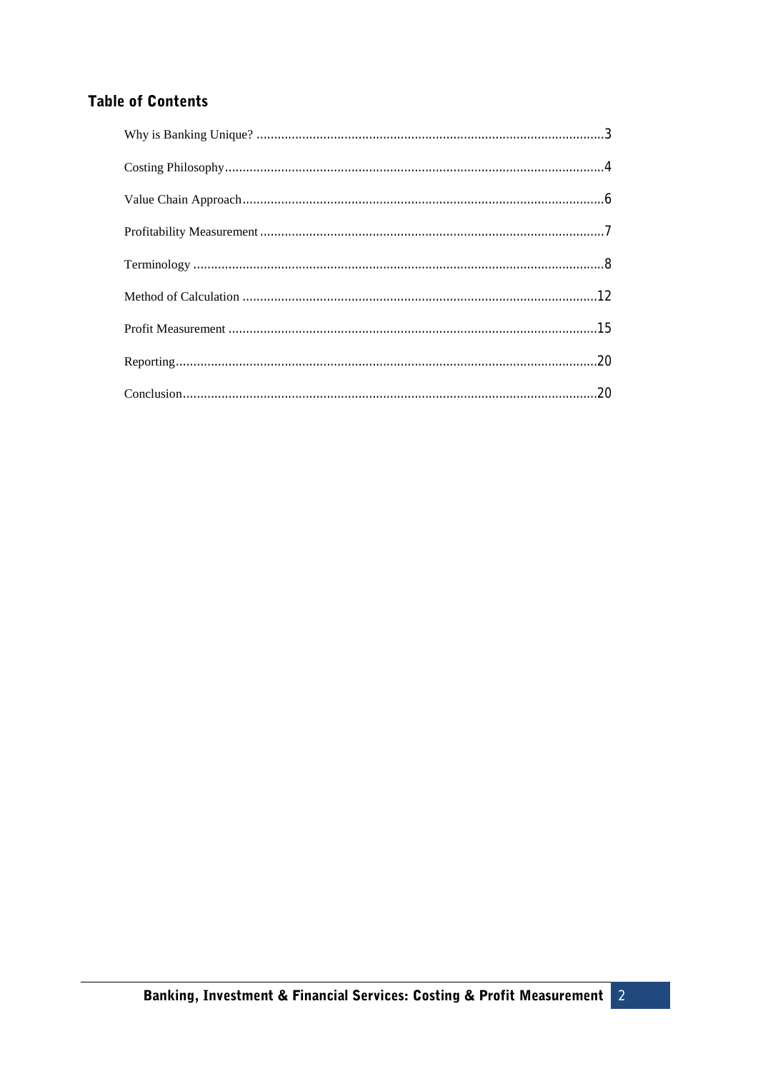## Table of Contents

| | |
|---|---|
| Why is Banking Unique? | 3 |
| Costing Philosophy | 4 |
| Value Chain Approach | 6 |
| Profitability Measurement | 7 |
| Terminology | 8 |
| Method of Calculation | 12 |
| Profit Measurement | 15 |
| Reporting | 20 |
| Conclusion | 20 |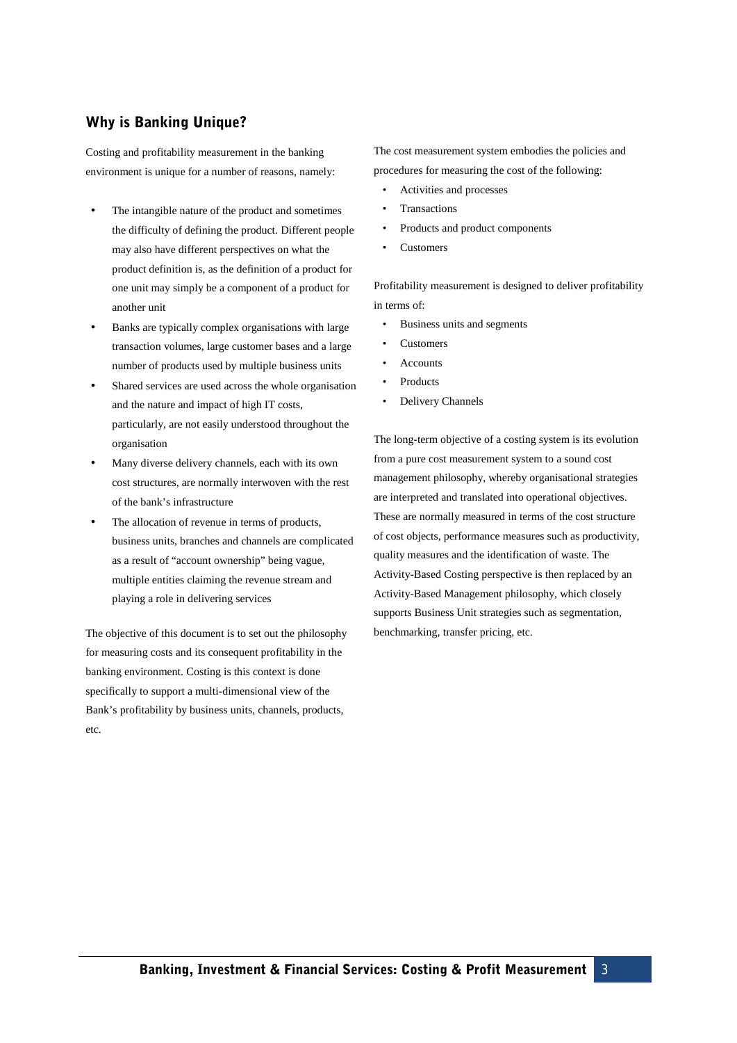## Why is Banking Unique?

Costing and profitability measurement in the banking environment is unique for a number of reasons, namely:

- The intangible nature of the product and sometimes the difficulty of defining the product. Different people may also have different perspectives on what the product definition is, as the definition of a product for one unit may simply be a component of a product for another unit
- Banks are typically complex organisations with large transaction volumes, large customer bases and a large number of products used by multiple business units
- Shared services are used across the whole organisation and the nature and impact of high IT costs, particularly, are not easily understood throughout the organisation
- Many diverse delivery channels, each with its own cost structures, are normally interwoven with the rest of the bank's infrastructure
- The allocation of revenue in terms of products, business units, branches and channels are complicated as a result of "account ownership" being vague, multiple entities claiming the revenue stream and playing a role in delivering services

The objective of this document is to set out the philosophy for measuring costs and its consequent profitability in the banking environment. Costing is this context is done specifically to support a multi-dimensional view of the Bank's profitability by business units, channels, products, etc.

The cost measurement system embodies the policies and procedures for measuring the cost of the following:

- Activities and processes
- Transactions
- Products and product components
- Customers

Profitability measurement is designed to deliver profitability in terms of:

- Business units and segments
- Customers
- Accounts
- Products
- Delivery Channels

The long-term objective of a costing system is its evolution from a pure cost measurement system to a sound cost management philosophy, whereby organisational strategies are interpreted and translated into operational objectives. These are normally measured in terms of the cost structure of cost objects, performance measures such as productivity, quality measures and the identification of waste. The Activity-Based Costing perspective is then replaced by an Activity-Based Management philosophy, which closely supports Business Unit strategies such as segmentation, benchmarking, transfer pricing, etc.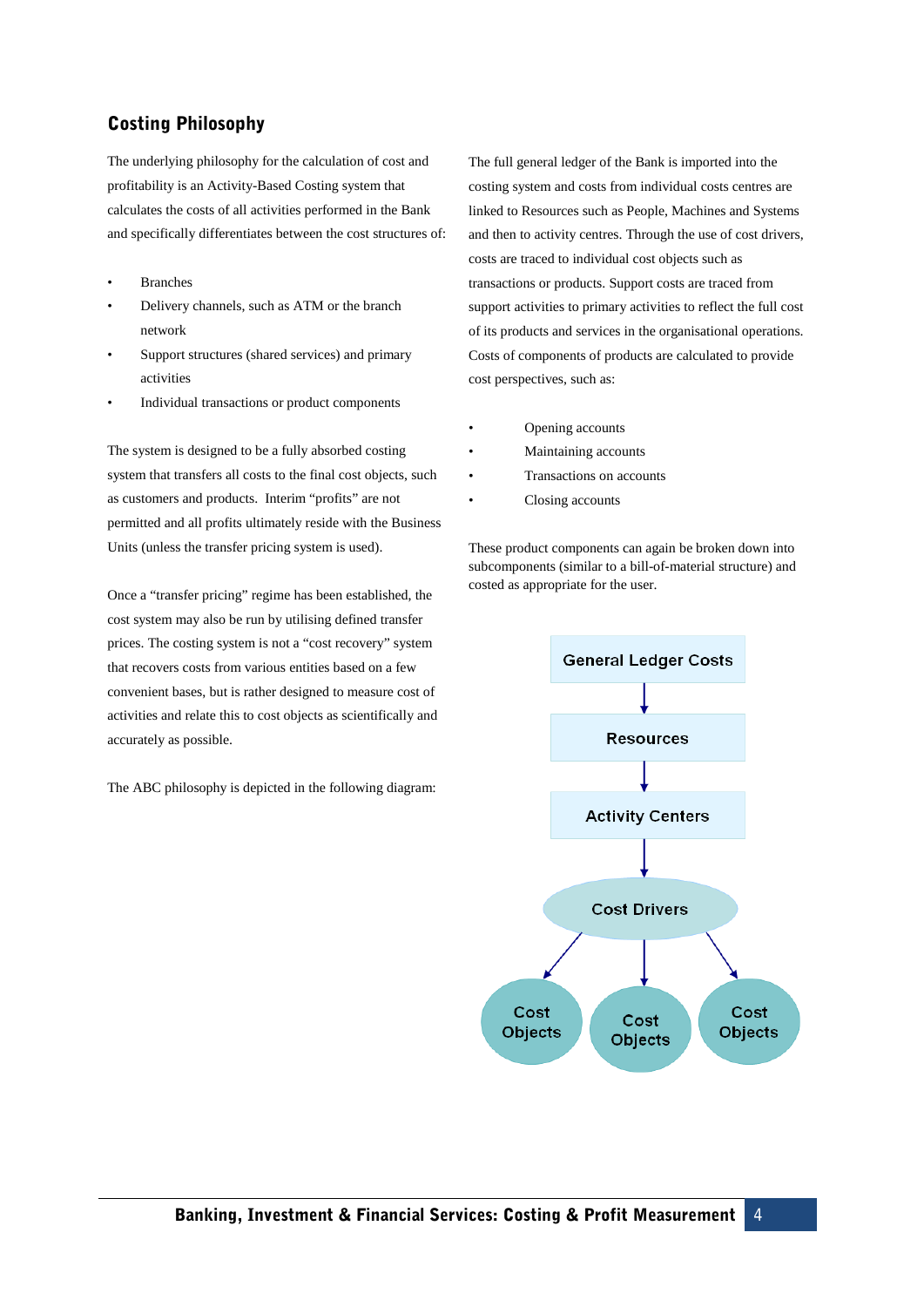## Costing Philosophy

The underlying philosophy for the calculation of cost and profitability is an Activity-Based Costing system that calculates the costs of all activities performed in the Bank and specifically differentiates between the cost structures of:

- Branches
- Delivery channels, such as ATM or the branch network
- Support structures (shared services) and primary activities
- Individual transactions or product components

The system is designed to be a fully absorbed costing system that transfers all costs to the final cost objects, such as customers and products. Interim "profits" are not permitted and all profits ultimately reside with the Business Units (unless the transfer pricing system is used).

Once a "transfer pricing" regime has been established, the cost system may also be run by utilising defined transfer prices. The costing system is not a "cost recovery" system that recovers costs from various entities based on a few convenient bases, but is rather designed to measure cost of activities and relate this to cost objects as scientifically and accurately as possible.

The ABC philosophy is depicted in the following diagram:

The full general ledger of the Bank is imported into the costing system and costs from individual costs centres are linked to Resources such as People, Machines and Systems and then to activity centres. Through the use of cost drivers, costs are traced to individual cost objects such as transactions or products. Support costs are traced from support activities to primary activities to reflect the full cost of its products and services in the organisational operations. Costs of components of products are calculated to provide cost perspectives, such as:

- Opening accounts
- Maintaining accounts
- Transactions on accounts
- Closing accounts

These product components can again be broken down into subcomponents (similar to a bill-of-material structure) and costed as appropriate for the user.

General Ledger Costs → Resources → Activity Centers → Cost Drivers → Cost Objects | Cost Objects | Cost Objects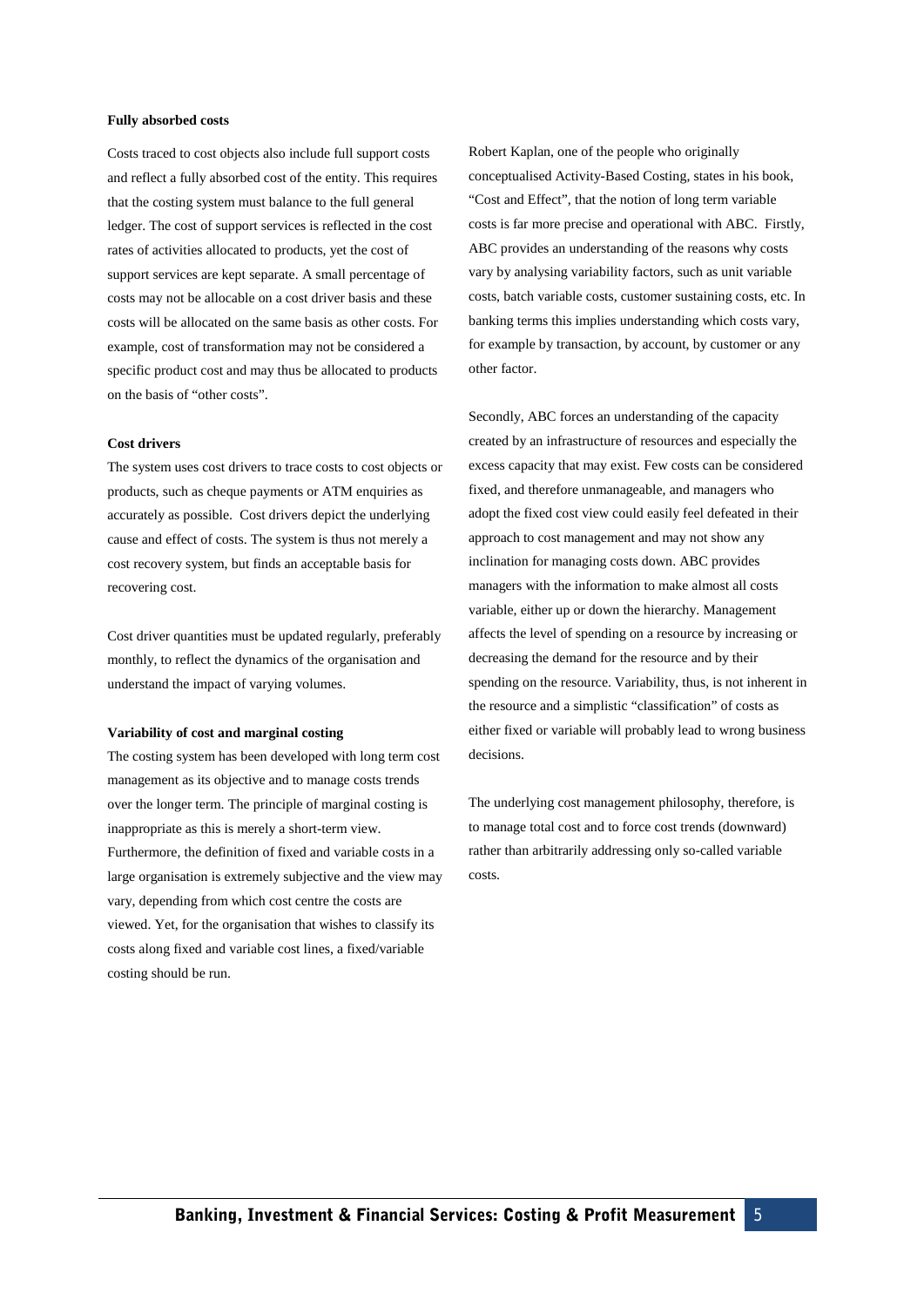**Fully absorbed costs**

Costs traced to cost objects also include full support costs and reflect a fully absorbed cost of the entity. This requires that the costing system must balance to the full general ledger. The cost of support services is reflected in the cost rates of activities allocated to products, yet the cost of support services are kept separate. A small percentage of costs may not be allocable on a cost driver basis and these costs will be allocated on the same basis as other costs. For example, cost of transformation may not be considered a specific product cost and may thus be allocated to products on the basis of "other costs".

**Cost drivers**

The system uses cost drivers to trace costs to cost objects or products, such as cheque payments or ATM enquiries as accurately as possible. Cost drivers depict the underlying cause and effect of costs. The system is thus not merely a cost recovery system, but finds an acceptable basis for recovering cost.

Cost driver quantities must be updated regularly, preferably monthly, to reflect the dynamics of the organisation and understand the impact of varying volumes.

**Variability of cost and marginal costing**

The costing system has been developed with long term cost management as its objective and to manage costs trends over the longer term. The principle of marginal costing is inappropriate as this is merely a short-term view. Furthermore, the definition of fixed and variable costs in a large organisation is extremely subjective and the view may vary, depending from which cost centre the costs are viewed. Yet, for the organisation that wishes to classify its costs along fixed and variable cost lines, a fixed/variable costing should be run.

Robert Kaplan, one of the people who originally conceptualised Activity-Based Costing, states in his book, "Cost and Effect", that the notion of long term variable costs is far more precise and operational with ABC. Firstly, ABC provides an understanding of the reasons why costs vary by analysing variability factors, such as unit variable costs, batch variable costs, customer sustaining costs, etc. In banking terms this implies understanding which costs vary, for example by transaction, by account, by customer or any other factor.

Secondly, ABC forces an understanding of the capacity created by an infrastructure of resources and especially the excess capacity that may exist. Few costs can be considered fixed, and therefore unmanageable, and managers who adopt the fixed cost view could easily feel defeated in their approach to cost management and may not show any inclination for managing costs down. ABC provides managers with the information to make almost all costs variable, either up or down the hierarchy. Management affects the level of spending on a resource by increasing or decreasing the demand for the resource and by their spending on the resource. Variability, thus, is not inherent in the resource and a simplistic "classification" of costs as either fixed or variable will probably lead to wrong business decisions.

The underlying cost management philosophy, therefore, is to manage total cost and to force cost trends (downward) rather than arbitrarily addressing only so-called variable costs.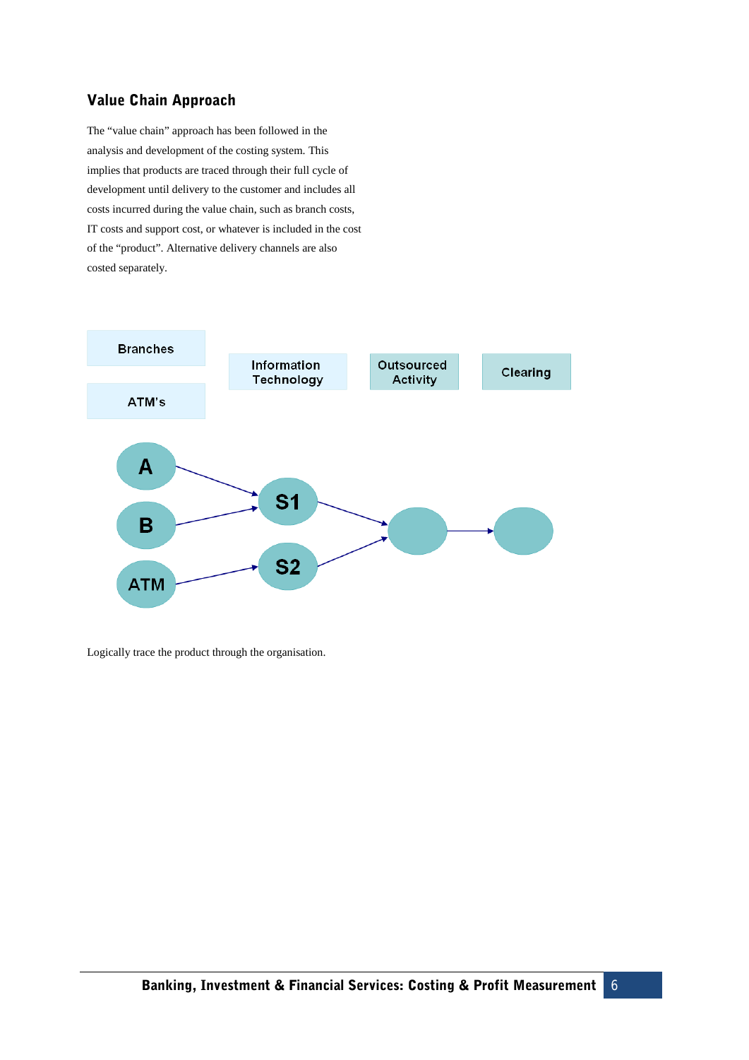## Value Chain Approach

The "value chain" approach has been followed in the analysis and development of the costing system. This implies that products are traced through their full cycle of development until delivery to the customer and includes all costs incurred during the value chain, such as branch costs, IT costs and support cost, or whatever is included in the cost of the "product". Alternative delivery channels are also costed separately.

Branches

ATM's

Information Technology

Outsourced Activity

Clearing

A

B

ATM

S1

S2

Logically trace the product through the organisation.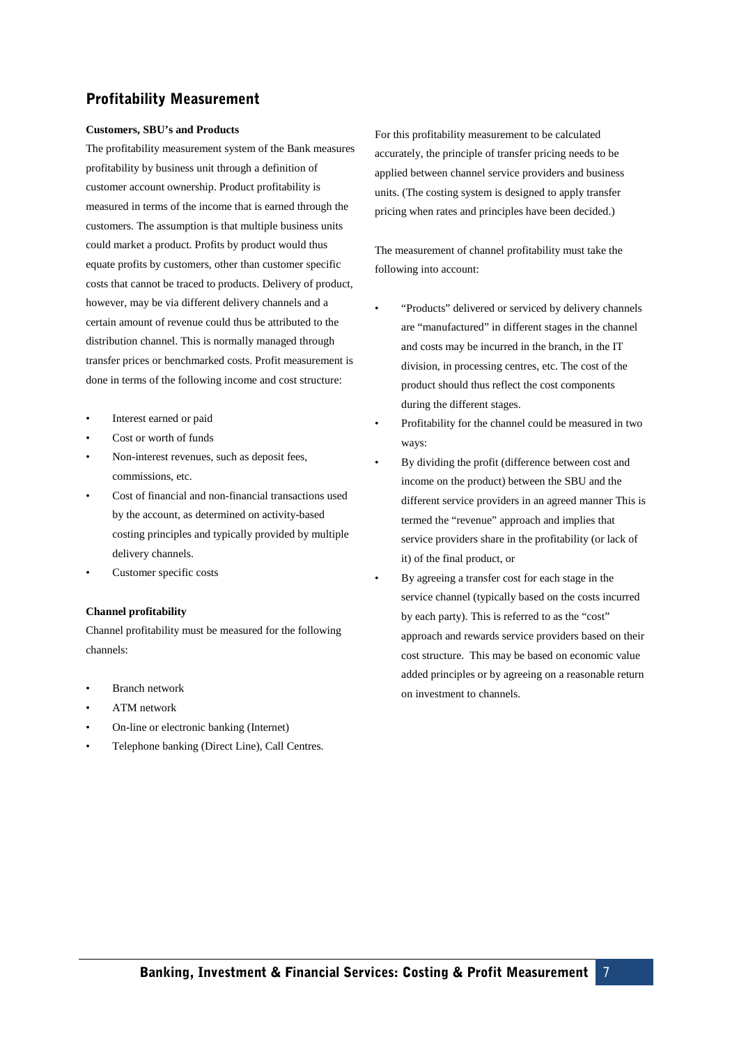## Profitability Measurement

**Customers, SBU's and Products**

The profitability measurement system of the Bank measures profitability by business unit through a definition of customer account ownership. Product profitability is measured in terms of the income that is earned through the customers. The assumption is that multiple business units could market a product. Profits by product would thus equate profits by customers, other than customer specific costs that cannot be traced to products. Delivery of product, however, may be via different delivery channels and a certain amount of revenue could thus be attributed to the distribution channel. This is normally managed through transfer prices or benchmarked costs. Profit measurement is done in terms of the following income and cost structure:

- Interest earned or paid
- Cost or worth of funds
- Non-interest revenues, such as deposit fees, commissions, etc.
- Cost of financial and non-financial transactions used by the account, as determined on activity-based costing principles and typically provided by multiple delivery channels.
- Customer specific costs

**Channel profitability**

Channel profitability must be measured for the following channels:

- Branch network
- ATM network
- On-line or electronic banking (Internet)
- Telephone banking (Direct Line), Call Centres.

For this profitability measurement to be calculated accurately, the principle of transfer pricing needs to be applied between channel service providers and business units. (The costing system is designed to apply transfer pricing when rates and principles have been decided.)

The measurement of channel profitability must take the following into account:

- "Products" delivered or serviced by delivery channels are "manufactured" in different stages in the channel and costs may be incurred in the branch, in the IT division, in processing centres, etc. The cost of the product should thus reflect the cost components during the different stages.
- Profitability for the channel could be measured in two ways:
- By dividing the profit (difference between cost and income on the product) between the SBU and the different service providers in an agreed manner This is termed the "revenue" approach and implies that service providers share in the profitability (or lack of it) of the final product, or
- By agreeing a transfer cost for each stage in the service channel (typically based on the costs incurred by each party). This is referred to as the "cost" approach and rewards service providers based on their cost structure. This may be based on economic value added principles or by agreeing on a reasonable return on investment to channels.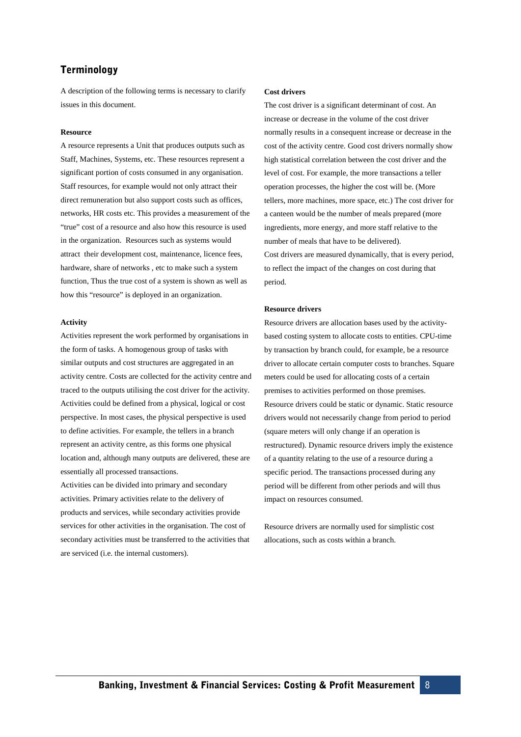## Terminology

A description of the following terms is necessary to clarify issues in this document.

### Resource

A resource represents a Unit that produces outputs such as Staff, Machines, Systems, etc. These resources represent a significant portion of costs consumed in any organisation. Staff resources, for example would not only attract their direct remuneration but also support costs such as offices, networks, HR costs etc. This provides a measurement of the "true" cost of a resource and also how this resource is used in the organization. Resources such as systems would attract their development cost, maintenance, licence fees, hardware, share of networks , etc to make such a system function, Thus the true cost of a system is shown as well as how this "resource" is deployed in an organization.

### Activity

Activities represent the work performed by organisations in the form of tasks. A homogenous group of tasks with similar outputs and cost structures are aggregated in an activity centre. Costs are collected for the activity centre and traced to the outputs utilising the cost driver for the activity. Activities could be defined from a physical, logical or cost perspective. In most cases, the physical perspective is used to define activities. For example, the tellers in a branch represent an activity centre, as this forms one physical location and, although many outputs are delivered, these are essentially all processed transactions.

Activities can be divided into primary and secondary activities. Primary activities relate to the delivery of products and services, while secondary activities provide services for other activities in the organisation. The cost of secondary activities must be transferred to the activities that are serviced (i.e. the internal customers).

### Cost drivers

The cost driver is a significant determinant of cost. An increase or decrease in the volume of the cost driver normally results in a consequent increase or decrease in the cost of the activity centre. Good cost drivers normally show high statistical correlation between the cost driver and the level of cost. For example, the more transactions a teller operation processes, the higher the cost will be. (More tellers, more machines, more space, etc.) The cost driver for a canteen would be the number of meals prepared (more ingredients, more energy, and more staff relative to the number of meals that have to be delivered).

Cost drivers are measured dynamically, that is every period, to reflect the impact of the changes on cost during that period.

### Resource drivers

Resource drivers are allocation bases used by the activity-based costing system to allocate costs to entities. CPU-time by transaction by branch could, for example, be a resource driver to allocate certain computer costs to branches. Square meters could be used for allocating costs of a certain premises to activities performed on those premises. Resource drivers could be static or dynamic. Static resource drivers would not necessarily change from period to period (square meters will only change if an operation is restructured). Dynamic resource drivers imply the existence of a quantity relating to the use of a resource during a specific period. The transactions processed during any period will be different from other periods and will thus impact on resources consumed.

Resource drivers are normally used for simplistic cost allocations, such as costs within a branch.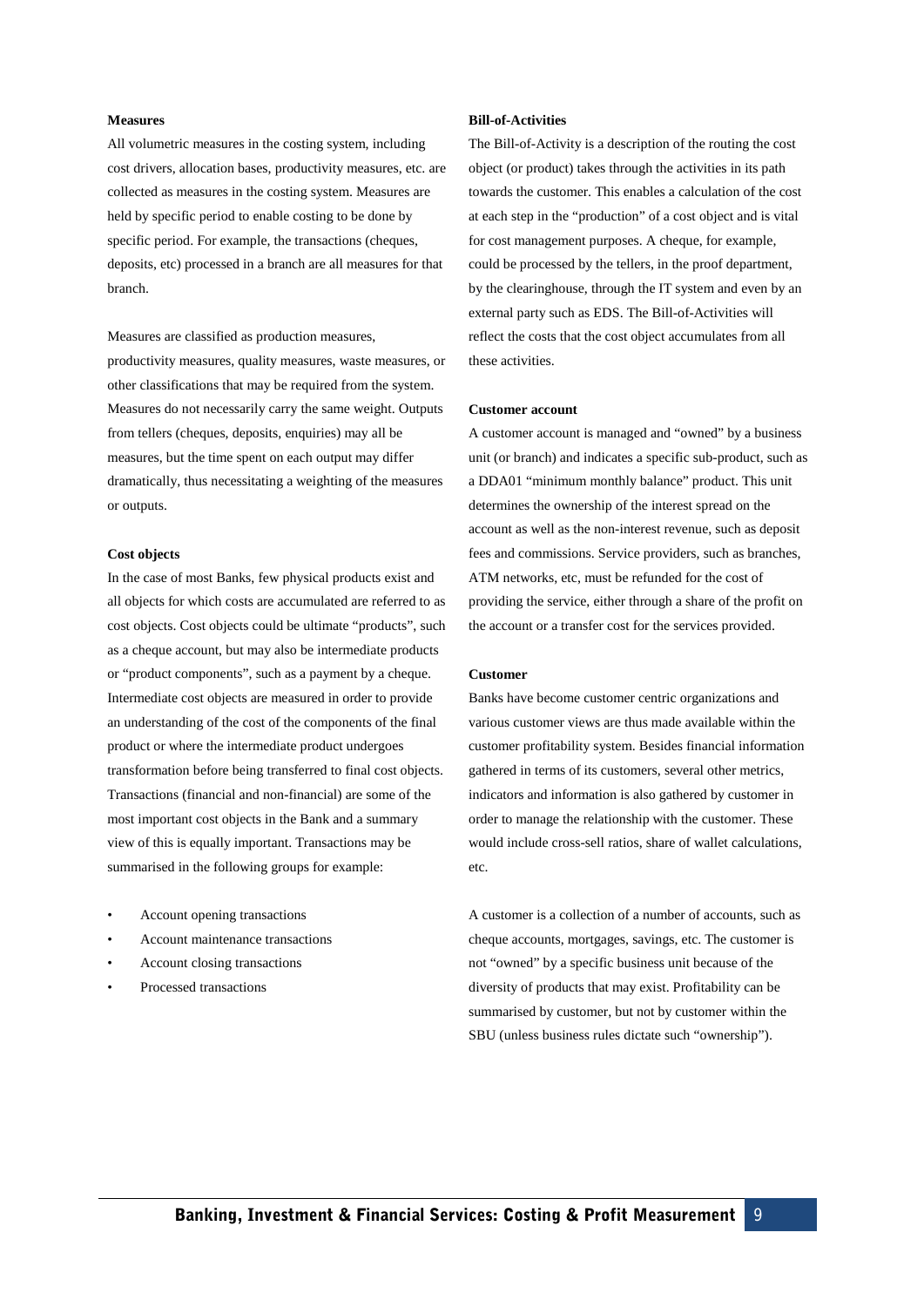**Measures**

All volumetric measures in the costing system, including cost drivers, allocation bases, productivity measures, etc. are collected as measures in the costing system. Measures are held by specific period to enable costing to be done by specific period. For example, the transactions (cheques, deposits, etc) processed in a branch are all measures for that branch.

Measures are classified as production measures, productivity measures, quality measures, waste measures, or other classifications that may be required from the system. Measures do not necessarily carry the same weight. Outputs from tellers (cheques, deposits, enquiries) may all be measures, but the time spent on each output may differ dramatically, thus necessitating a weighting of the measures or outputs.

**Cost objects**

In the case of most Banks, few physical products exist and all objects for which costs are accumulated are referred to as cost objects. Cost objects could be ultimate "products", such as a cheque account, but may also be intermediate products or "product components", such as a payment by a cheque. Intermediate cost objects are measured in order to provide an understanding of the cost of the components of the final product or where the intermediate product undergoes transformation before being transferred to final cost objects. Transactions (financial and non-financial) are some of the most important cost objects in the Bank and a summary view of this is equally important. Transactions may be summarised in the following groups for example:

- Account opening transactions
- Account maintenance transactions
- Account closing transactions
- Processed transactions

**Bill-of-Activities**

The Bill-of-Activity is a description of the routing the cost object (or product) takes through the activities in its path towards the customer. This enables a calculation of the cost at each step in the "production" of a cost object and is vital for cost management purposes. A cheque, for example, could be processed by the tellers, in the proof department, by the clearinghouse, through the IT system and even by an external party such as EDS. The Bill-of-Activities will reflect the costs that the cost object accumulates from all these activities.

**Customer account**

A customer account is managed and "owned" by a business unit (or branch) and indicates a specific sub-product, such as a DDA01 "minimum monthly balance" product. This unit determines the ownership of the interest spread on the account as well as the non-interest revenue, such as deposit fees and commissions. Service providers, such as branches, ATM networks, etc, must be refunded for the cost of providing the service, either through a share of the profit on the account or a transfer cost for the services provided.

**Customer**

Banks have become customer centric organizations and various customer views are thus made available within the customer profitability system. Besides financial information gathered in terms of its customers, several other metrics, indicators and information is also gathered by customer in order to manage the relationship with the customer. These would include cross-sell ratios, share of wallet calculations, etc.

A customer is a collection of a number of accounts, such as cheque accounts, mortgages, savings, etc. The customer is not "owned" by a specific business unit because of the diversity of products that may exist. Profitability can be summarised by customer, but not by customer within the SBU (unless business rules dictate such "ownership").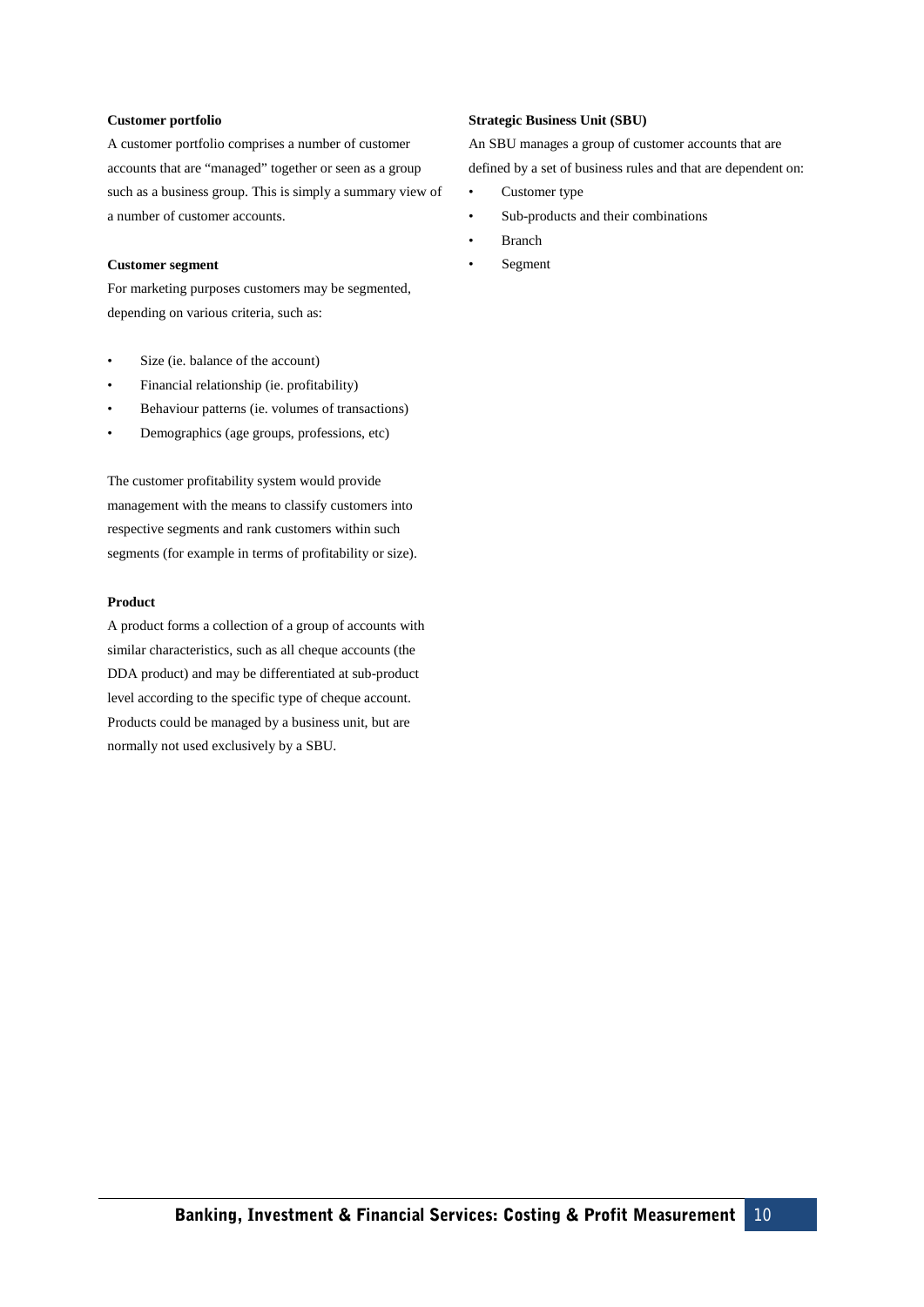**Customer portfolio**

A customer portfolio comprises a number of customer accounts that are "managed" together or seen as a group such as a business group. This is simply a summary view of a number of customer accounts.

**Customer segment**

For marketing purposes customers may be segmented, depending on various criteria, such as:

- Size (ie. balance of the account)
- Financial relationship (ie. profitability)
- Behaviour patterns (ie. volumes of transactions)
- Demographics (age groups, professions, etc)

The customer profitability system would provide management with the means to classify customers into respective segments and rank customers within such segments (for example in terms of profitability or size).

**Product**

A product forms a collection of a group of accounts with similar characteristics, such as all cheque accounts (the DDA product) and may be differentiated at sub-product level according to the specific type of cheque account. Products could be managed by a business unit, but are normally not used exclusively by a SBU.

**Strategic Business Unit (SBU)**

An SBU manages a group of customer accounts that are defined by a set of business rules and that are dependent on:

- Customer type
- Sub-products and their combinations
- Branch
- Segment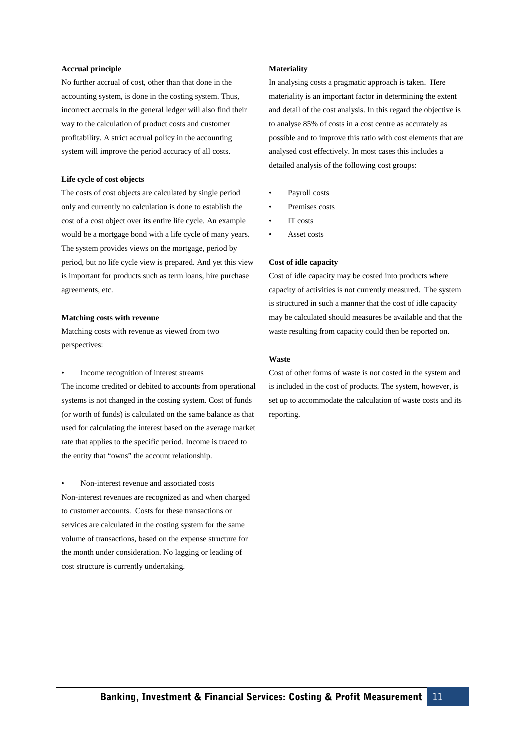**Accrual principle**

No further accrual of cost, other than that done in the accounting system, is done in the costing system. Thus, incorrect accruals in the general ledger will also find their way to the calculation of product costs and customer profitability. A strict accrual policy in the accounting system will improve the period accuracy of all costs.

**Life cycle of cost objects**

The costs of cost objects are calculated by single period only and currently no calculation is done to establish the cost of a cost object over its entire life cycle. An example would be a mortgage bond with a life cycle of many years. The system provides views on the mortgage, period by period, but no life cycle view is prepared. And yet this view is important for products such as term loans, hire purchase agreements, etc.

**Matching costs with revenue**

Matching costs with revenue as viewed from two perspectives:

- Income recognition of interest streams

The income credited or debited to accounts from operational systems is not changed in the costing system. Cost of funds (or worth of funds) is calculated on the same balance as that used for calculating the interest based on the average market rate that applies to the specific period. Income is traced to the entity that "owns" the account relationship.

- Non-interest revenue and associated costs

Non-interest revenues are recognized as and when charged to customer accounts. Costs for these transactions or services are calculated in the costing system for the same volume of transactions, based on the expense structure for the month under consideration. No lagging or leading of cost structure is currently undertaking.

**Materiality**

In analysing costs a pragmatic approach is taken. Here materiality is an important factor in determining the extent and detail of the cost analysis. In this regard the objective is to analyse 85% of costs in a cost centre as accurately as possible and to improve this ratio with cost elements that are analysed cost effectively. In most cases this includes a detailed analysis of the following cost groups:

- Payroll costs
- Premises costs
- IT costs
- Asset costs

**Cost of idle capacity**

Cost of idle capacity may be costed into products where capacity of activities is not currently measured. The system is structured in such a manner that the cost of idle capacity may be calculated should measures be available and that the waste resulting from capacity could then be reported on.

**Waste**

Cost of other forms of waste is not costed in the system and is included in the cost of products. The system, however, is set up to accommodate the calculation of waste costs and its reporting.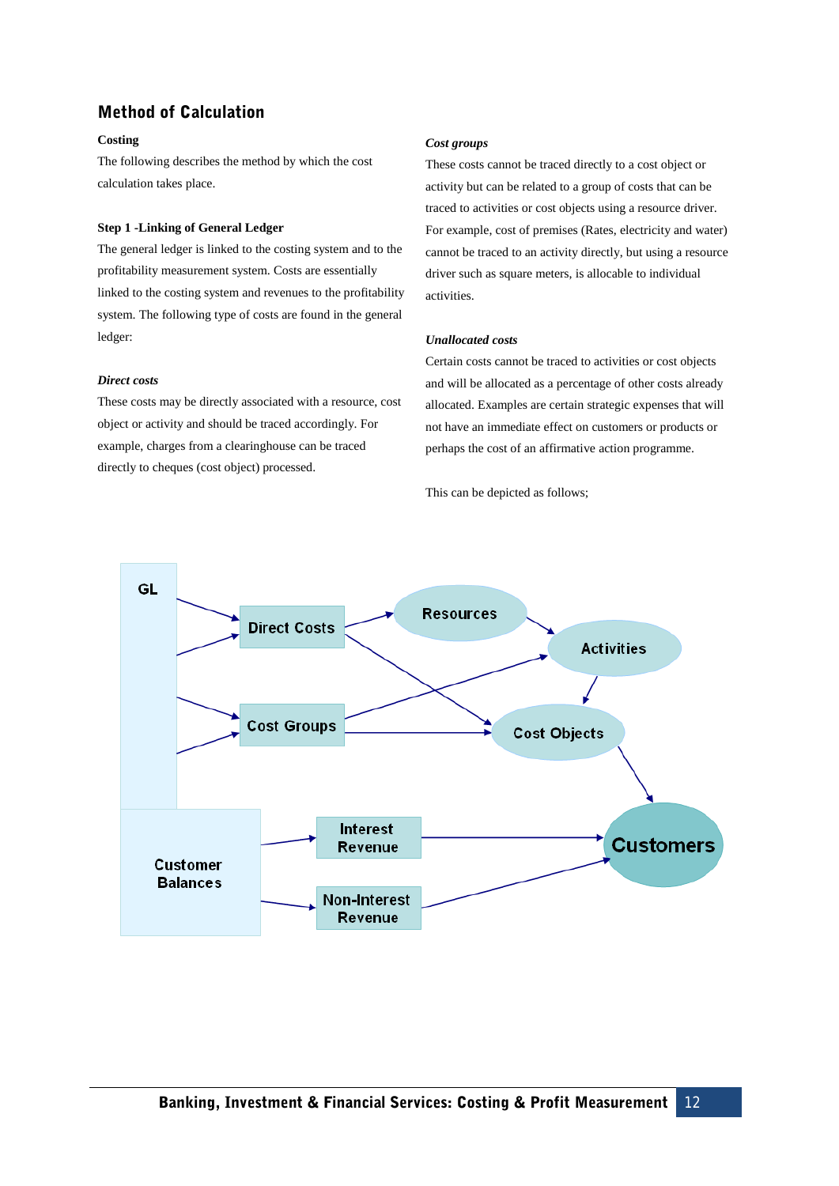## Method of Calculation

**Costing**

The following describes the method by which the cost calculation takes place.

**Step 1 -Linking of General Ledger**

The general ledger is linked to the costing system and to the profitability measurement system. Costs are essentially linked to the costing system and revenues to the profitability system. The following type of costs are found in the general ledger:

***Direct costs***

These costs may be directly associated with a resource, cost object or activity and should be traced accordingly. For example, charges from a clearinghouse can be traced directly to cheques (cost object) processed.

***Cost groups***

These costs cannot be traced directly to a cost object or activity but can be related to a group of costs that can be traced to activities or cost objects using a resource driver. For example, cost of premises (Rates, electricity and water) cannot be traced to an activity directly, but using a resource driver such as square meters, is allocable to individual activities.

***Unallocated costs***

Certain costs cannot be traced to activities or cost objects and will be allocated as a percentage of other costs already allocated. Examples are certain strategic expenses that will not have an immediate effect on customers or products or perhaps the cost of an affirmative action programme.

This can be depicted as follows;

GL

Direct Costs

Cost Groups

Resources

Activities

Cost Objects

Customers

Customer Balances

Interest Revenue

Non-Interest Revenue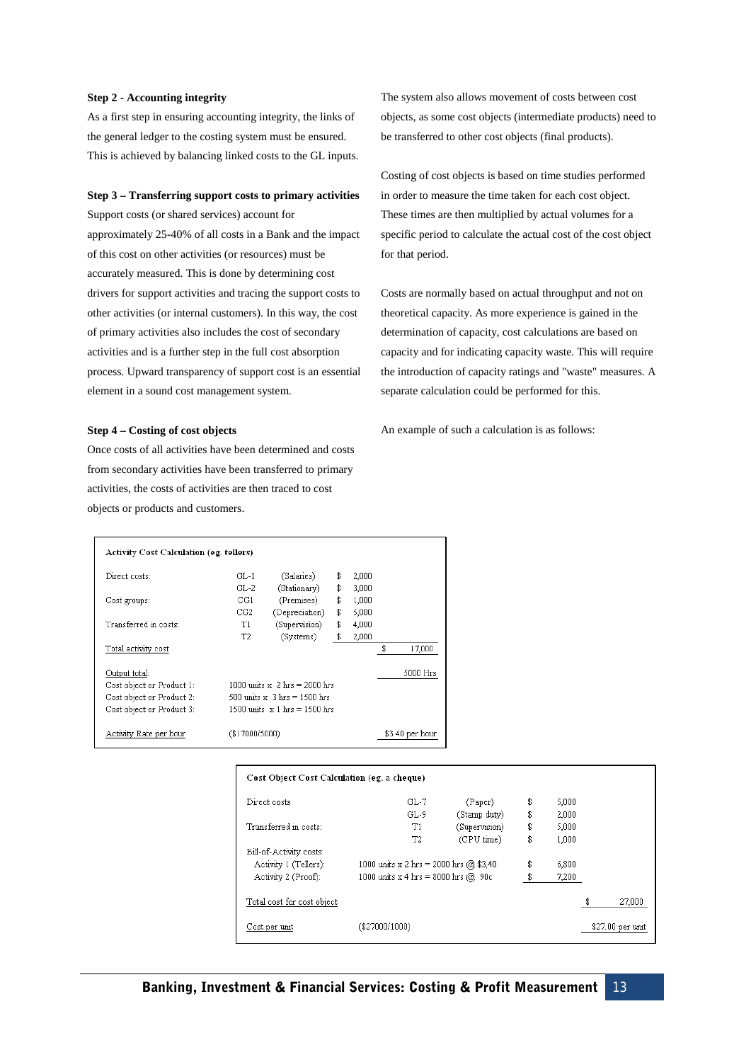**Step 2 - Accounting integrity**

As a first step in ensuring accounting integrity, the links of the general ledger to the costing system must be ensured. This is achieved by balancing linked costs to the GL inputs.

**Step 3 – Transferring support costs to primary activities**

Support costs (or shared services) account for approximately 25-40% of all costs in a Bank and the impact of this cost on other activities (or resources) must be accurately measured. This is done by determining cost drivers for support activities and tracing the support costs to other activities (or internal customers). In this way, the cost of primary activities also includes the cost of secondary activities and is a further step in the full cost absorption process. Upward transparency of support cost is an essential element in a sound cost management system.

**Step 4 – Costing of cost objects**

Once costs of all activities have been determined and costs from secondary activities have been transferred to primary activities, the costs of activities are then traced to cost objects or products and customers.

The system also allows movement of costs between cost objects, as some cost objects (intermediate products) need to be transferred to other cost objects (final products).

Costing of cost objects is based on time studies performed in order to measure the time taken for each cost object. These times are then multiplied by actual volumes for a specific period to calculate the actual cost of the cost object for that period.

Costs are normally based on actual throughput and not on theoretical capacity. As more experience is gained in the determination of capacity, cost calculations are based on capacity and for indicating capacity waste. This will require the introduction of capacity ratings and "waste" measures. A separate calculation could be performed for this.

An example of such a calculation is as follows:

| Activity Cost Calculation (eg. tellers) | | | | |
|---|---|---|---|---|
| Direct costs: | GL-1 | (Salaries) | $ 2,000 | |
| | GL-2 | (Stationary) | $ 3,000 | |
| Cost groups: | CG1 | (Premises) | $ 1,000 | |
| | CG2 | (Depreciation) | $ 5,000 | |
| Transferred in costs: | T1 | (Supervision) | $ 4,000 | |
| | T2 | (Systems) | $ 2,000 | |
| Total activity cost | | | | $ 17,000 |
| Output total: | | | | 5000 Hrs |
| Cost object or Product 1: | 1000 units x 2 hrs = 2000 hrs | | | |
| Cost object or Product 2: | 500 units x 3 hrs = 1500 hrs | | | |
| Cost object or Product 3: | 1500 units x 1 hrs = 1500 hrs | | | |
| Activity Rate per hour | ($17000/5000) | | | $3.40 per hour |

| Cost Object Cost Calculation (eg. a cheque) | | | | |
|---|---|---|---|---|
| Direct costs: | GL-7 | (Paper) | $ 5,000 | |
| | GL-9 | (Stamp duty) | $ 2,000 | |
| Transferred in costs: | T1 | (Supervision) | $ 5,000 | |
| | T2 | (CPU time) | $ 1,000 | |
| Bill-of-Activity costs: | | | | |
| Activity 1 (Tellers): | 1000 units x 2 hrs = 2000 hrs @ $3.40 | | $ 6,800 | |
| Activity 2 (Proof): | 1000 units x 4 hrs = 8000 hrs @ 90c | | $ 7,200 | |
| Total cost for cost object | | | | $ 27,000 |
| Cost per unit | ($27000/1000) | | | $27.00 per unit |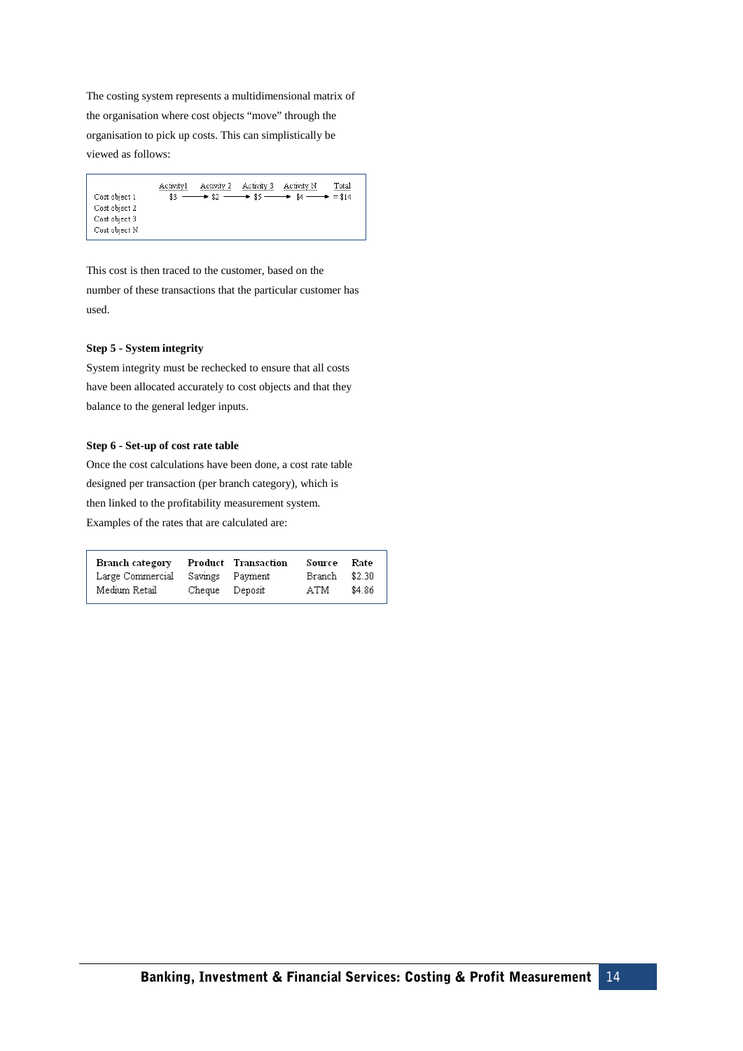The costing system represents a multidimensional matrix of the organisation where cost objects "move" through the organisation to pick up costs. This can simplistically be viewed as follows:

| | Activity1 | | Activity 2 | | Activity 3 | | Activity N | | Total |
|---|---|---|---|---|---|---|---|---|---|
| Cost object 1 | \$3 | → | \$2 | → | \$5 | → | \$4 | → | = \$14 |
| Cost object 2 | | | | | | | | | |
| Cost object 3 | | | | | | | | | |
| Cost object N | | | | | | | | | |

This cost is then traced to the customer, based on the number of these transactions that the particular customer has used.

**Step 5 - System integrity**

System integrity must be rechecked to ensure that all costs have been allocated accurately to cost objects and that they balance to the general ledger inputs.

**Step 6 - Set-up of cost rate table**

Once the cost calculations have been done, a cost rate table designed per transaction (per branch category), which is then linked to the profitability measurement system. Examples of the rates that are calculated are:

| Branch category | Product | Transaction | Source | Rate |
|---|---|---|---|---|
| Large Commercial | Savings | Payment | Branch | \$2.30 |
| Medium Retail | Cheque | Deposit | ATM | \$4.86 |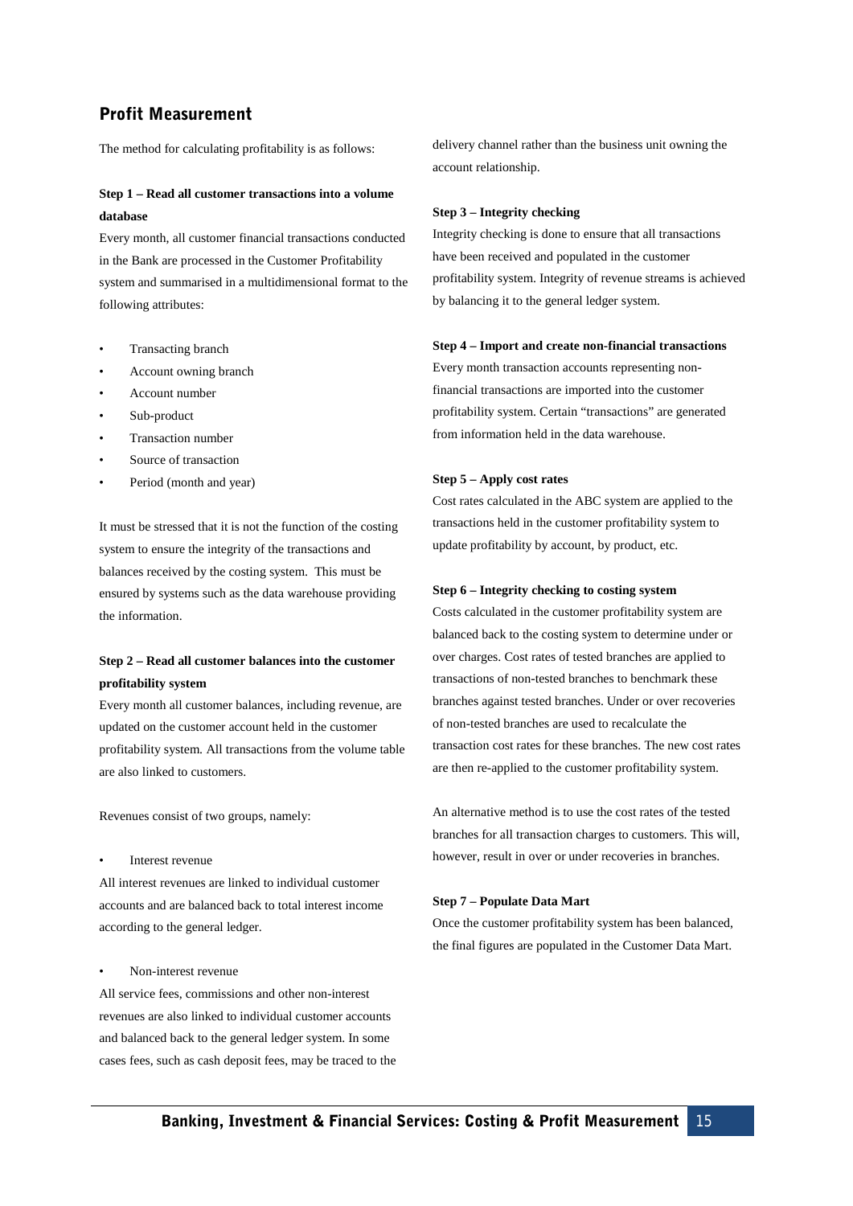## Profit Measurement

The method for calculating profitability is as follows:

**Step 1 – Read all customer transactions into a volume database**

Every month, all customer financial transactions conducted in the Bank are processed in the Customer Profitability system and summarised in a multidimensional format to the following attributes:

- Transacting branch
- Account owning branch
- Account number
- Sub-product
- Transaction number
- Source of transaction
- Period (month and year)

It must be stressed that it is not the function of the costing system to ensure the integrity of the transactions and balances received by the costing system. This must be ensured by systems such as the data warehouse providing the information.

**Step 2 – Read all customer balances into the customer profitability system**

Every month all customer balances, including revenue, are updated on the customer account held in the customer profitability system. All transactions from the volume table are also linked to customers.

Revenues consist of two groups, namely:

- Interest revenue

All interest revenues are linked to individual customer accounts and are balanced back to total interest income according to the general ledger.

- Non-interest revenue

All service fees, commissions and other non-interest revenues are also linked to individual customer accounts and balanced back to the general ledger system. In some cases fees, such as cash deposit fees, may be traced to the delivery channel rather than the business unit owning the account relationship.

**Step 3 – Integrity checking**

Integrity checking is done to ensure that all transactions have been received and populated in the customer profitability system. Integrity of revenue streams is achieved by balancing it to the general ledger system.

**Step 4 – Import and create non-financial transactions**

Every month transaction accounts representing non-financial transactions are imported into the customer profitability system. Certain "transactions" are generated from information held in the data warehouse.

**Step 5 – Apply cost rates**

Cost rates calculated in the ABC system are applied to the transactions held in the customer profitability system to update profitability by account, by product, etc.

**Step 6 – Integrity checking to costing system**

Costs calculated in the customer profitability system are balanced back to the costing system to determine under or over charges. Cost rates of tested branches are applied to transactions of non-tested branches to benchmark these branches against tested branches. Under or over recoveries of non-tested branches are used to recalculate the transaction cost rates for these branches. The new cost rates are then re-applied to the customer profitability system.

An alternative method is to use the cost rates of the tested branches for all transaction charges to customers. This will, however, result in over or under recoveries in branches.

**Step 7 – Populate Data Mart**

Once the customer profitability system has been balanced, the final figures are populated in the Customer Data Mart.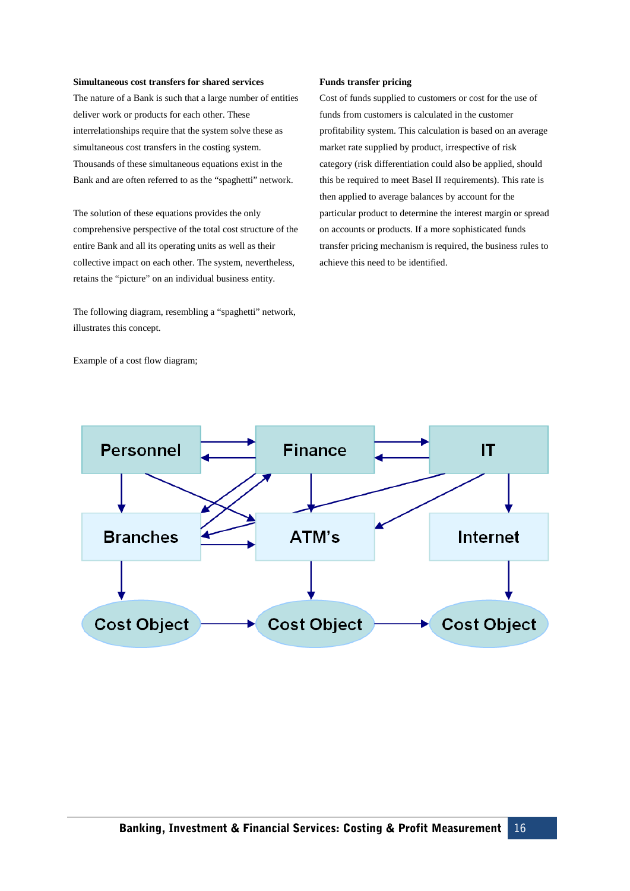**Simultaneous cost transfers for shared services**

The nature of a Bank is such that a large number of entities deliver work or products for each other. These interrelationships require that the system solve these as simultaneous cost transfers in the costing system. Thousands of these simultaneous equations exist in the Bank and are often referred to as the "spaghetti" network.

The solution of these equations provides the only comprehensive perspective of the total cost structure of the entire Bank and all its operating units as well as their collective impact on each other. The system, nevertheless, retains the "picture" on an individual business entity.

The following diagram, resembling a "spaghetti" network, illustrates this concept.

Example of a cost flow diagram;

**Funds transfer pricing**

Cost of funds supplied to customers or cost for the use of funds from customers is calculated in the customer profitability system. This calculation is based on an average market rate supplied by product, irrespective of risk category (risk differentiation could also be applied, should this be required to meet Basel II requirements). This rate is then applied to average balances by account for the particular product to determine the interest margin or spread on accounts or products. If a more sophisticated funds transfer pricing mechanism is required, the business rules to achieve this need to be identified.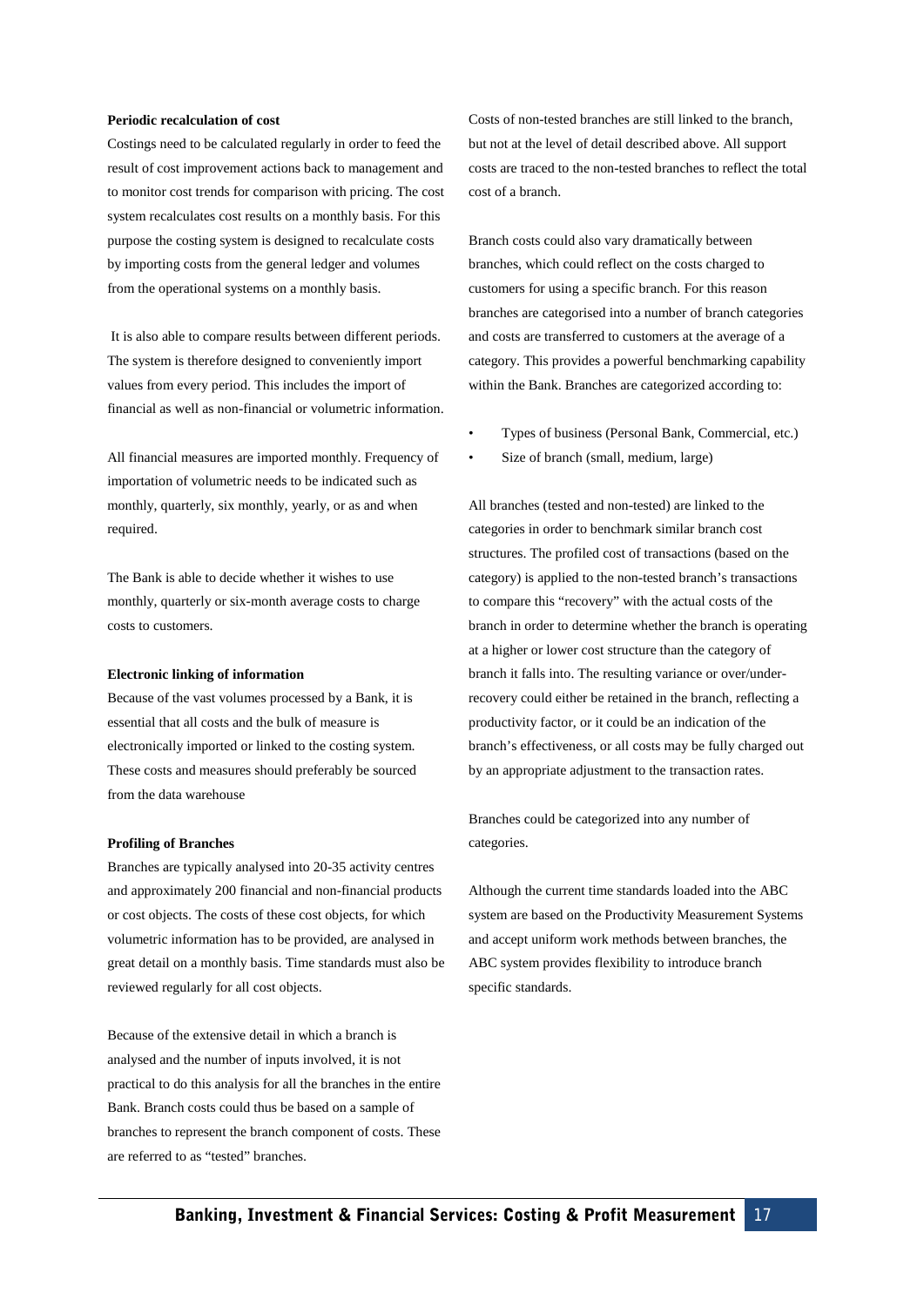**Periodic recalculation of cost**

Costings need to be calculated regularly in order to feed the result of cost improvement actions back to management and to monitor cost trends for comparison with pricing. The cost system recalculates cost results on a monthly basis. For this purpose the costing system is designed to recalculate costs by importing costs from the general ledger and volumes from the operational systems on a monthly basis.

It is also able to compare results between different periods. The system is therefore designed to conveniently import values from every period. This includes the import of financial as well as non-financial or volumetric information.

All financial measures are imported monthly. Frequency of importation of volumetric needs to be indicated such as monthly, quarterly, six monthly, yearly, or as and when required.

The Bank is able to decide whether it wishes to use monthly, quarterly or six-month average costs to charge costs to customers.

**Electronic linking of information**

Because of the vast volumes processed by a Bank, it is essential that all costs and the bulk of measure is electronically imported or linked to the costing system. These costs and measures should preferably be sourced from the data warehouse

**Profiling of Branches**

Branches are typically analysed into 20-35 activity centres and approximately 200 financial and non-financial products or cost objects. The costs of these cost objects, for which volumetric information has to be provided, are analysed in great detail on a monthly basis. Time standards must also be reviewed regularly for all cost objects.

Because of the extensive detail in which a branch is analysed and the number of inputs involved, it is not practical to do this analysis for all the branches in the entire Bank. Branch costs could thus be based on a sample of branches to represent the branch component of costs. These are referred to as "tested" branches.

Costs of non-tested branches are still linked to the branch, but not at the level of detail described above. All support costs are traced to the non-tested branches to reflect the total cost of a branch.

Branch costs could also vary dramatically between branches, which could reflect on the costs charged to customers for using a specific branch. For this reason branches are categorised into a number of branch categories and costs are transferred to customers at the average of a category. This provides a powerful benchmarking capability within the Bank. Branches are categorized according to:

- Types of business (Personal Bank, Commercial, etc.)
- Size of branch (small, medium, large)

All branches (tested and non-tested) are linked to the categories in order to benchmark similar branch cost structures. The profiled cost of transactions (based on the category) is applied to the non-tested branch's transactions to compare this "recovery" with the actual costs of the branch in order to determine whether the branch is operating at a higher or lower cost structure than the category of branch it falls into. The resulting variance or over/under-recovery could either be retained in the branch, reflecting a productivity factor, or it could be an indication of the branch's effectiveness, or all costs may be fully charged out by an appropriate adjustment to the transaction rates.

Branches could be categorized into any number of categories.

Although the current time standards loaded into the ABC system are based on the Productivity Measurement Systems and accept uniform work methods between branches, the ABC system provides flexibility to introduce branch specific standards.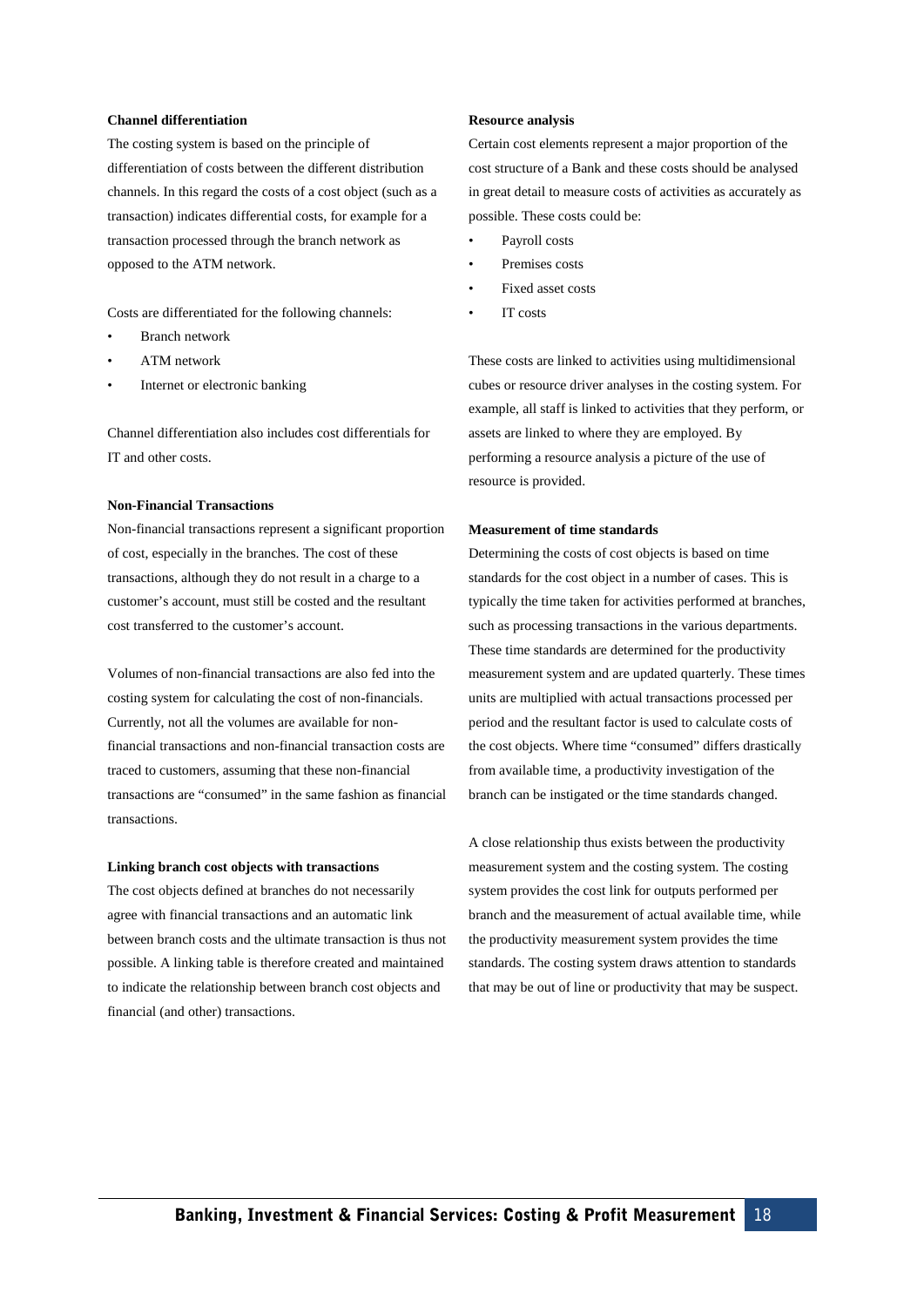**Channel differentiation**

The costing system is based on the principle of differentiation of costs between the different distribution channels. In this regard the costs of a cost object (such as a transaction) indicates differential costs, for example for a transaction processed through the branch network as opposed to the ATM network.

Costs are differentiated for the following channels:

- Branch network
- ATM network
- Internet or electronic banking

Channel differentiation also includes cost differentials for IT and other costs.

**Non-Financial Transactions**

Non-financial transactions represent a significant proportion of cost, especially in the branches. The cost of these transactions, although they do not result in a charge to a customer's account, must still be costed and the resultant cost transferred to the customer's account.

Volumes of non-financial transactions are also fed into the costing system for calculating the cost of non-financials. Currently, not all the volumes are available for non-financial transactions and non-financial transaction costs are traced to customers, assuming that these non-financial transactions are "consumed" in the same fashion as financial transactions.

**Linking branch cost objects with transactions**

The cost objects defined at branches do not necessarily agree with financial transactions and an automatic link between branch costs and the ultimate transaction is thus not possible. A linking table is therefore created and maintained to indicate the relationship between branch cost objects and financial (and other) transactions.

**Resource analysis**

Certain cost elements represent a major proportion of the cost structure of a Bank and these costs should be analysed in great detail to measure costs of activities as accurately as possible. These costs could be:

- Payroll costs
- Premises costs
- Fixed asset costs
- IT costs

These costs are linked to activities using multidimensional cubes or resource driver analyses in the costing system. For example, all staff is linked to activities that they perform, or assets are linked to where they are employed. By performing a resource analysis a picture of the use of resource is provided.

**Measurement of time standards**

Determining the costs of cost objects is based on time standards for the cost object in a number of cases. This is typically the time taken for activities performed at branches, such as processing transactions in the various departments. These time standards are determined for the productivity measurement system and are updated quarterly. These times units are multiplied with actual transactions processed per period and the resultant factor is used to calculate costs of the cost objects. Where time "consumed" differs drastically from available time, a productivity investigation of the branch can be instigated or the time standards changed.

A close relationship thus exists between the productivity measurement system and the costing system. The costing system provides the cost link for outputs performed per branch and the measurement of actual available time, while the productivity measurement system provides the time standards. The costing system draws attention to standards that may be out of line or productivity that may be suspect.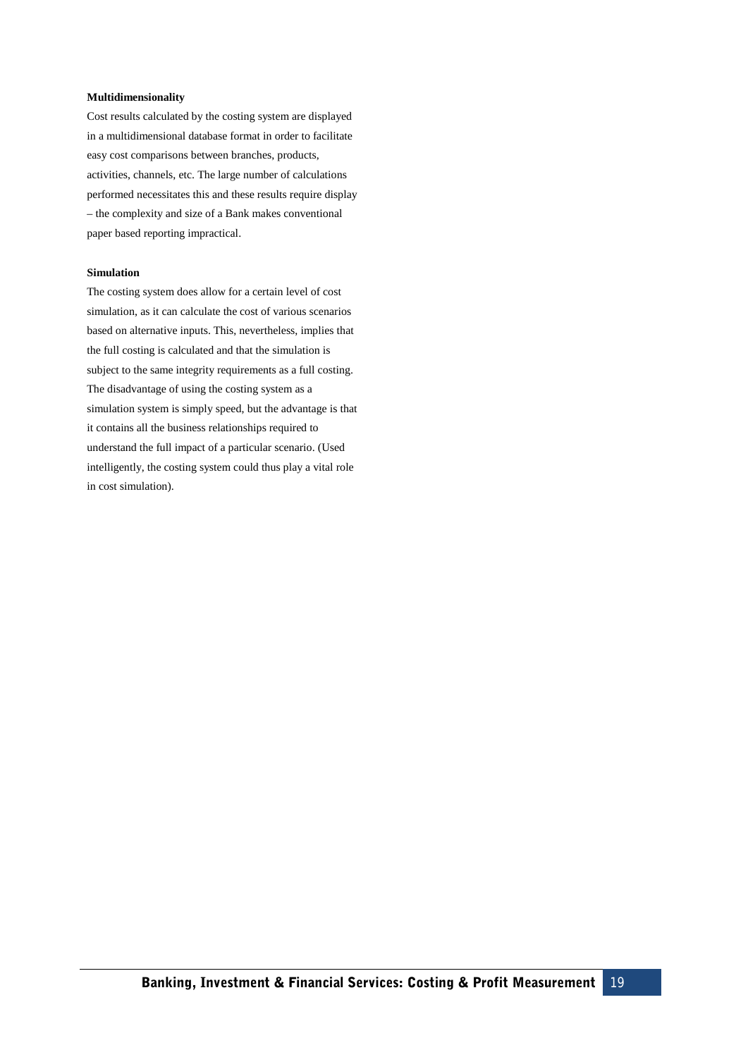**Multidimensionality**

Cost results calculated by the costing system are displayed in a multidimensional database format in order to facilitate easy cost comparisons between branches, products, activities, channels, etc. The large number of calculations performed necessitates this and these results require display – the complexity and size of a Bank makes conventional paper based reporting impractical.

**Simulation**

The costing system does allow for a certain level of cost simulation, as it can calculate the cost of various scenarios based on alternative inputs. This, nevertheless, implies that the full costing is calculated and that the simulation is subject to the same integrity requirements as a full costing. The disadvantage of using the costing system as a simulation system is simply speed, but the advantage is that it contains all the business relationships required to understand the full impact of a particular scenario. (Used intelligently, the costing system could thus play a vital role in cost simulation).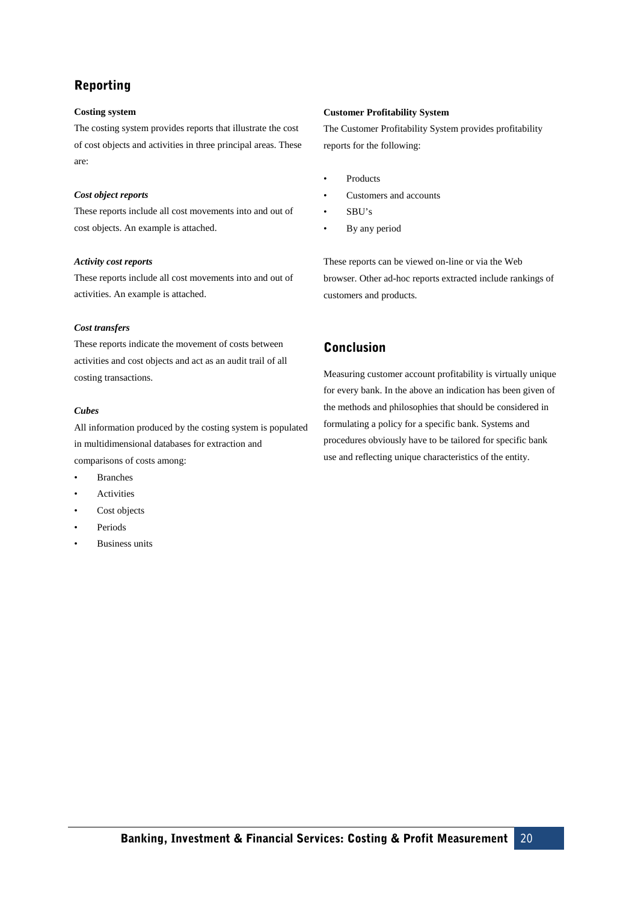## Reporting

### Costing system

The costing system provides reports that illustrate the cost of cost objects and activities in three principal areas. These are:

#### *Cost object reports*

These reports include all cost movements into and out of cost objects. An example is attached.

#### *Activity cost reports*

These reports include all cost movements into and out of activities. An example is attached.

#### *Cost transfers*

These reports indicate the movement of costs between activities and cost objects and act as an audit trail of all costing transactions.

#### *Cubes*

All information produced by the costing system is populated in multidimensional databases for extraction and comparisons of costs among:

- Branches
- Activities
- Cost objects
- Periods
- Business units

### Customer Profitability System

The Customer Profitability System provides profitability reports for the following:

- Products
- Customers and accounts
- SBU's
- By any period

These reports can be viewed on-line or via the Web browser. Other ad-hoc reports extracted include rankings of customers and products.

## Conclusion

Measuring customer account profitability is virtually unique for every bank. In the above an indication has been given of the methods and philosophies that should be considered in formulating a policy for a specific bank. Systems and procedures obviously have to be tailored for specific bank use and reflecting unique characteristics of the entity.